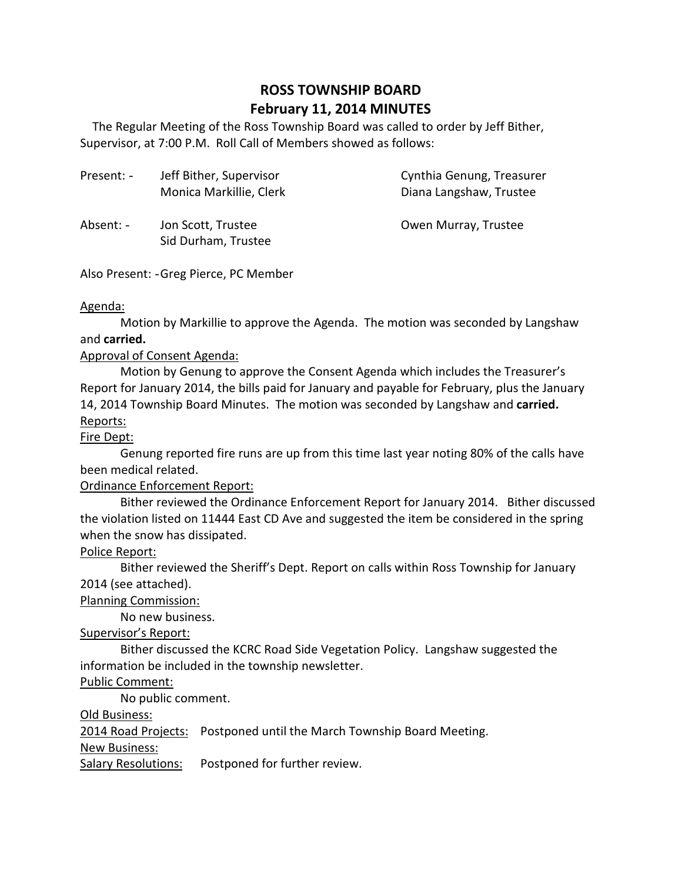# ROSS TOWNSHIP BOARD
## February 11, 2014 MINUTES

The Regular Meeting of the Ross Township Board was called to order by Jeff Bither, Supervisor, at 7:00 P.M. Roll Call of Members showed as follows:

| | | |
|---|---|---|
| Present: - | Jeff Bither, Supervisor | Cynthia Genung, Treasurer |
| | Monica Markillie, Clerk | Diana Langshaw, Trustee |
| Absent: - | Jon Scott, Trustee | Owen Murray, Trustee |
| | Sid Durham, Trustee | |

Also Present: -Greg Pierce, PC Member

<u>Agenda:</u>

Motion by Markillie to approve the Agenda. The motion was seconded by Langshaw and **carried.**

<u>Approval of Consent Agenda:</u>

Motion by Genung to approve the Consent Agenda which includes the Treasurer's Report for January 2014, the bills paid for January and payable for February, plus the January 14, 2014 Township Board Minutes. The motion was seconded by Langshaw and **carried.**

<u>Reports:</u>

<u>Fire Dept:</u>

Genung reported fire runs are up from this time last year noting 80% of the calls have been medical related.

<u>Ordinance Enforcement Report:</u>

Bither reviewed the Ordinance Enforcement Report for January 2014. Bither discussed the violation listed on 11444 East CD Ave and suggested the item be considered in the spring when the snow has dissipated.

<u>Police Report:</u>

Bither reviewed the Sheriff's Dept. Report on calls within Ross Township for January 2014 (see attached).

<u>Planning Commission:</u>

No new business.

<u>Supervisor's Report:</u>

Bither discussed the KCRC Road Side Vegetation Policy. Langshaw suggested the information be included in the township newsletter.

<u>Public Comment:</u>

No public comment.

<u>Old Business:</u>

<u>2014 Road Projects:</u> Postponed until the March Township Board Meeting.

<u>New Business:</u>

<u>Salary Resolutions:</u> Postponed for further review.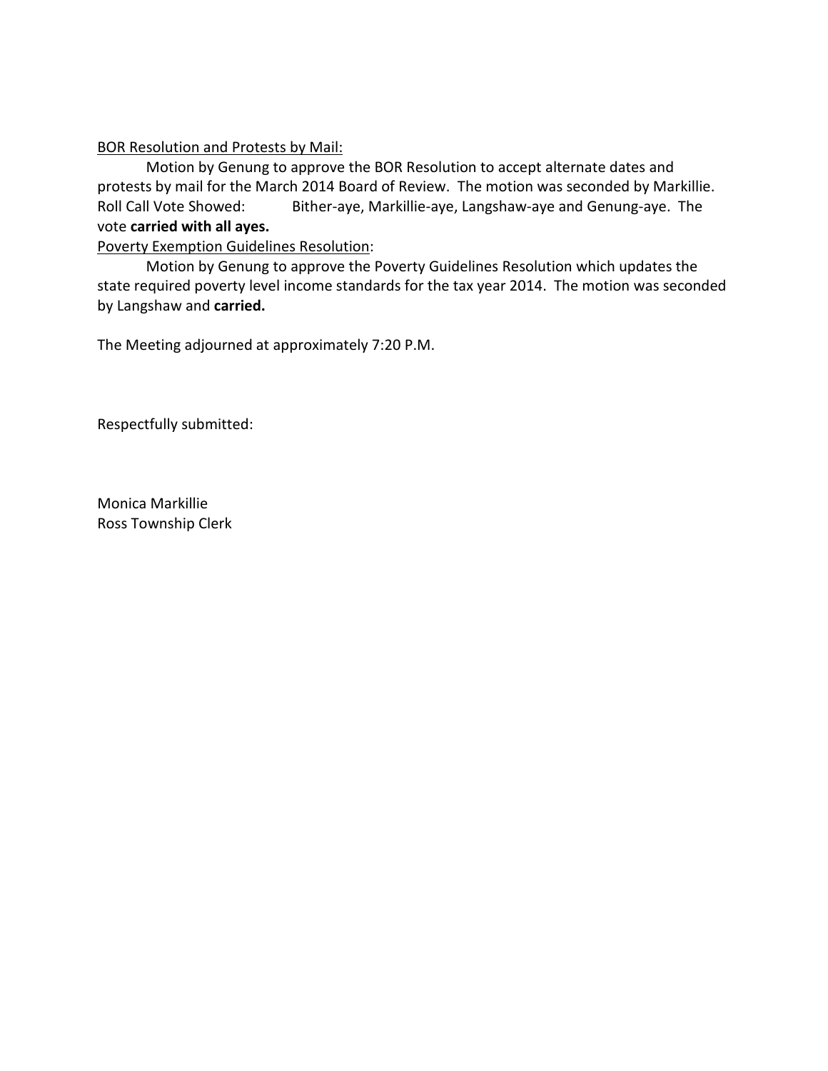<u>BOR Resolution and Protests by Mail:</u>

Motion by Genung to approve the BOR Resolution to accept alternate dates and protests by mail for the March 2014 Board of Review. The motion was seconded by Markillie. Roll Call Vote Showed: Bither-aye, Markillie-aye, Langshaw-aye and Genung-aye. The vote **carried with all ayes.**

<u>Poverty Exemption Guidelines Resolution</u>:

Motion by Genung to approve the Poverty Guidelines Resolution which updates the state required poverty level income standards for the tax year 2014. The motion was seconded by Langshaw and **carried.**

The Meeting adjourned at approximately 7:20 P.M.

Respectfully submitted:

Monica Markillie
Ross Township Clerk